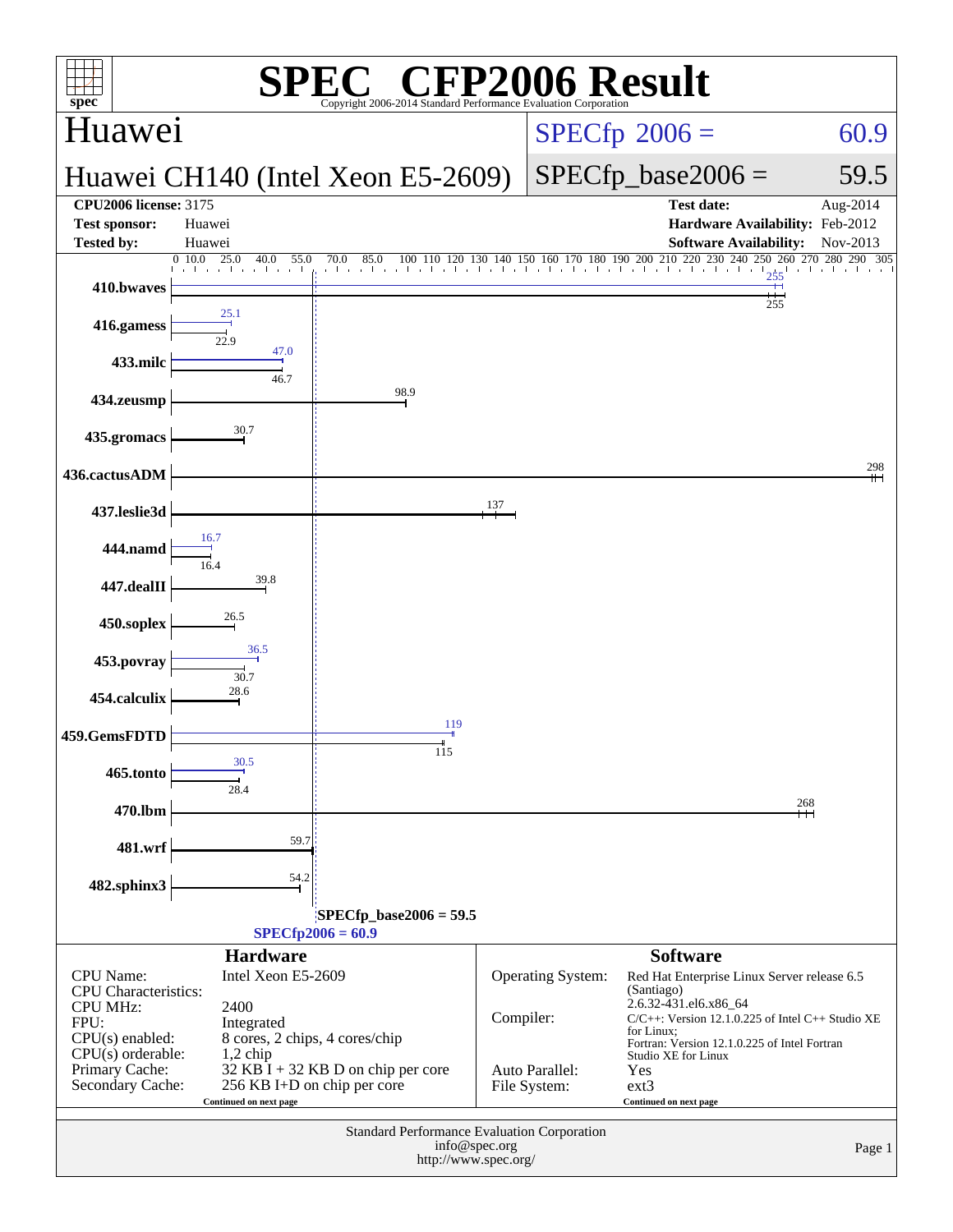# SPEC CFP2006 Result

Copyright 2006-2014 Standard Performance Evaluation Corporation

## Huawei

**Huawei CH140 (Intel Xeon E5-2609)**

SPECfp 2006 = 60.9

SPECfp_base2006 = 59.5

| | | | |
|---|---|---|---|
| **CPU2006 license:** 3175 | | **Test date:** | Aug-2014 |
| **Test sponsor:** | Huawei | **Hardware Availability:** | Feb-2012 |
| **Tested by:** | Huawei | **Software Availability:** | Nov-2013 |

| Benchmark | Peak | Base |
|---|---|---|
| 410.bwaves | 255 | 255 |
| 416.gamess | 25.1 | 22.9 |
| 433.milc | 47.0 | 46.7 |
| 434.zeusmp | | 98.9 |
| 435.gromacs | | 30.7 |
| 436.cactusADM | | 298 |
| 437.leslie3d | | 137 |
| 444.namd | 16.7 | 16.4 |
| 447.dealII | | 39.8 |
| 450.soplex | | 26.5 |
| 453.povray | 36.5 | 30.7 |
| 454.calculix | | 28.6 |
| 459.GemsFDTD | 119 | 115 |
| 465.tonto | 30.5 | 28.4 |
| 470.lbm | | 268 |
| 481.wrf | | 59.7 |
| 482.sphinx3 | | 54.2 |

SPECfp_base2006 = 59.5

SPECfp2006 = 60.9

## Hardware

| | |
|---|---|
| CPU Name: | Intel Xeon E5-2609 |
| CPU Characteristics: | |
| CPU MHz: | 2400 |
| FPU: | Integrated |
| CPU(s) enabled: | 8 cores, 2 chips, 4 cores/chip |
| CPU(s) orderable: | 1,2 chip |
| Primary Cache: | 32 KB I + 32 KB D on chip per core |
| Secondary Cache: | 256 KB I+D on chip per core |

Continued on next page

## Software

| | |
|---|---|
| Operating System: | Red Hat Enterprise Linux Server release 6.5 (Santiago) 2.6.32-431.el6.x86_64 |
| Compiler: | C/C++: Version 12.1.0.225 of Intel C++ Studio XE for Linux; Fortran: Version 12.1.0.225 of Intel Fortran Studio XE for Linux |
| Auto Parallel: | Yes |
| File System: | ext3 |

Continued on next page

Standard Performance Evaluation Corporation
info@spec.org
http://www.spec.org/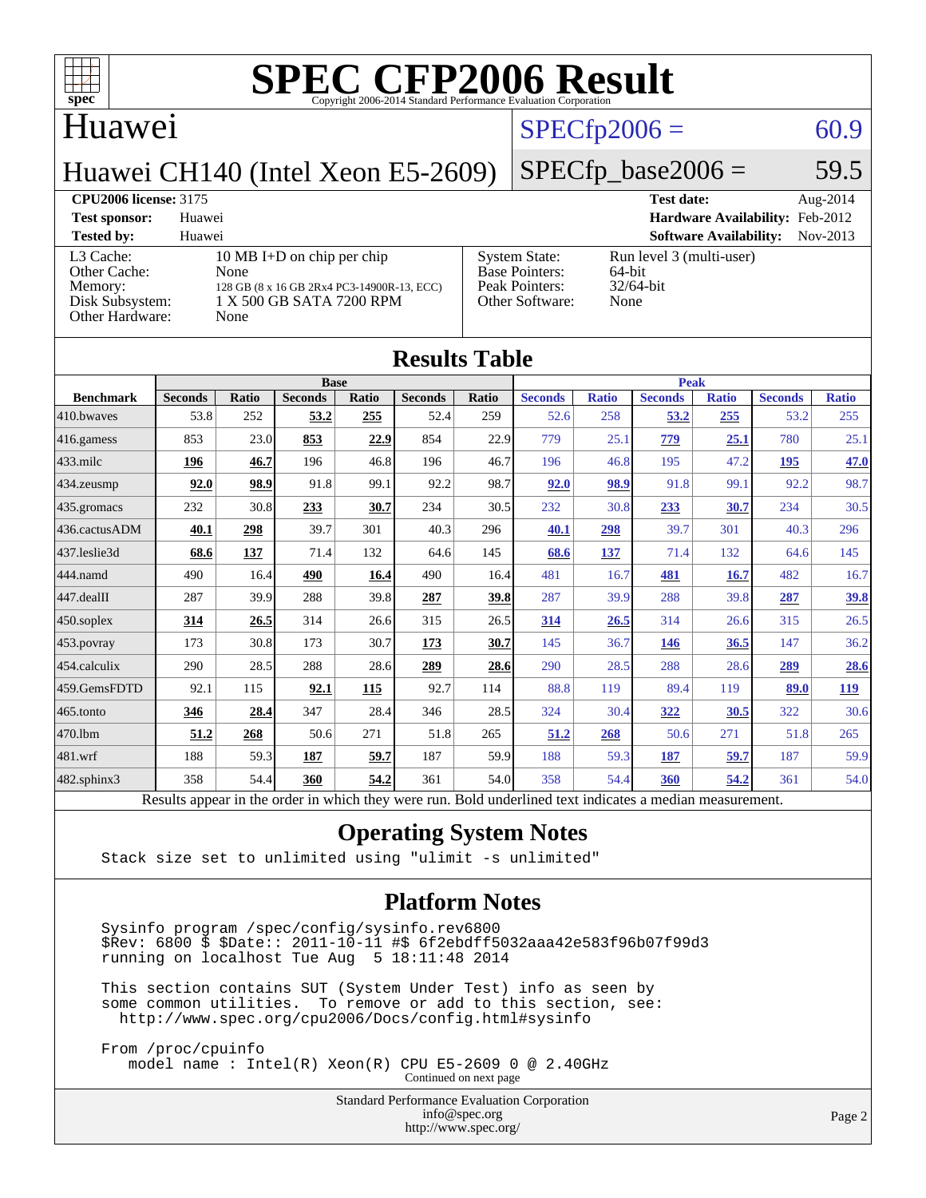# SPEC CFP2006 Result

Copyright 2006-2014 Standard Performance Evaluation Corporation

## Huawei

### Huawei CH140 (Intel Xeon E5-2609)

SPECfp2006 = 60.9

SPECfp_base2006 = 59.5

| | | | |
|---|---|---|---|
| **CPU2006 license:** 3175 | | **Test date:** | Aug-2014 |
| **Test sponsor:** | Huawei | **Hardware Availability:** | Feb-2012 |
| **Tested by:** | Huawei | **Software Availability:** | Nov-2013 |

| | | | |
|---|---|---|---|
| L3 Cache: | 10 MB I+D on chip per chip | System State: | Run level 3 (multi-user) |
| Other Cache: | None | Base Pointers: | 64-bit |
| Memory: | 128 GB (8 x 16 GB 2Rx4 PC3-14900R-13, ECC) | Peak Pointers: | 32/64-bit |
| Disk Subsystem: | 1 X 500 GB SATA 7200 RPM | Other Software: | None |
| Other Hardware: | None | | |

## Results Table

| | Base | | | | | | Peak | | | | | |
|---|---|---|---|---|---|---|---|---|---|---|---|---|
| **Benchmark** | **Seconds** | **Ratio** | **Seconds** | **Ratio** | **Seconds** | **Ratio** | **Seconds** | **Ratio** | **Seconds** | **Ratio** | **Seconds** | **Ratio** |
| 410.bwaves | 53.8 | 252 | **53.2** | **255** | 52.4 | 259 | 52.6 | 258 | **53.2** | **255** | 53.2 | 255 |
| 416.gamess | 853 | 23.0 | **853** | **22.9** | 854 | 22.9 | 779 | 25.1 | **779** | **25.1** | 780 | 25.1 |
| 433.milc | **196** | **46.7** | 196 | 46.8 | 196 | 46.7 | 196 | 46.8 | 195 | 47.2 | **195** | **47.0** |
| 434.zeusmp | **92.0** | **98.9** | 91.8 | 99.1 | 92.2 | 98.7 | **92.0** | **98.9** | 91.8 | 99.1 | 92.2 | 98.7 |
| 435.gromacs | 232 | 30.8 | **233** | **30.7** | 234 | 30.5 | 232 | 30.8 | **233** | **30.7** | 234 | 30.5 |
| 436.cactusADM | **40.1** | **298** | 39.7 | 301 | 40.3 | 296 | **40.1** | **298** | 39.7 | 301 | 40.3 | 296 |
| 437.leslie3d | **68.6** | **137** | 71.4 | 132 | 64.6 | 145 | **68.6** | **137** | 71.4 | 132 | 64.6 | 145 |
| 444.namd | 490 | 16.4 | **490** | **16.4** | 490 | 16.4 | 481 | 16.7 | **481** | **16.7** | 482 | 16.7 |
| 447.dealII | 287 | 39.9 | 288 | 39.8 | **287** | **39.8** | 287 | 39.9 | 288 | 39.8 | **287** | **39.8** |
| 450.soplex | **314** | **26.5** | 314 | 26.6 | 315 | 26.5 | **314** | **26.5** | 314 | 26.6 | 315 | 26.5 |
| 453.povray | 173 | 30.8 | 173 | 30.7 | **173** | **30.7** | 145 | 36.7 | **146** | **36.5** | 147 | 36.2 |
| 454.calculix | 290 | 28.5 | 288 | 28.6 | **289** | **28.6** | 290 | 28.5 | 288 | 28.6 | **289** | **28.6** |
| 459.GemsFDTD | 92.1 | 115 | **92.1** | **115** | 92.7 | 114 | 88.8 | 119 | 89.4 | 119 | **89.0** | **119** |
| 465.tonto | **346** | **28.4** | 347 | 28.4 | 346 | 28.5 | 324 | 30.4 | **322** | **30.5** | 322 | 30.6 |
| 470.lbm | **51.2** | **268** | 50.6 | 271 | 51.8 | 265 | **51.2** | **268** | 50.6 | 271 | 51.8 | 265 |
| 481.wrf | 188 | 59.3 | **187** | **59.7** | 187 | 59.9 | 188 | 59.3 | **187** | **59.7** | 187 | 59.9 |
| 482.sphinx3 | 358 | 54.4 | **360** | **54.2** | 361 | 54.0 | 358 | 54.4 | **360** | **54.2** | 361 | 54.0 |

Results appear in the order in which they were run. Bold underlined text indicates a median measurement.

## Operating System Notes

```
Stack size set to unlimited using "ulimit -s unlimited"
```

## Platform Notes

```
Sysinfo program /spec/config/sysinfo.rev6800
$Rev: 6800 $ $Date:: 2011-10-11 #$ 6f2ebdff5032aaa42e583f96b07f99d3
running on localhost Tue Aug  5 18:11:48 2014

This section contains SUT (System Under Test) info as seen by
some common utilities.  To remove or add to this section, see:
  http://www.spec.org/cpu2006/Docs/config.html#sysinfo

From /proc/cpuinfo
   model name : Intel(R) Xeon(R) CPU E5-2609 0 @ 2.40GHz
```

Continued on next page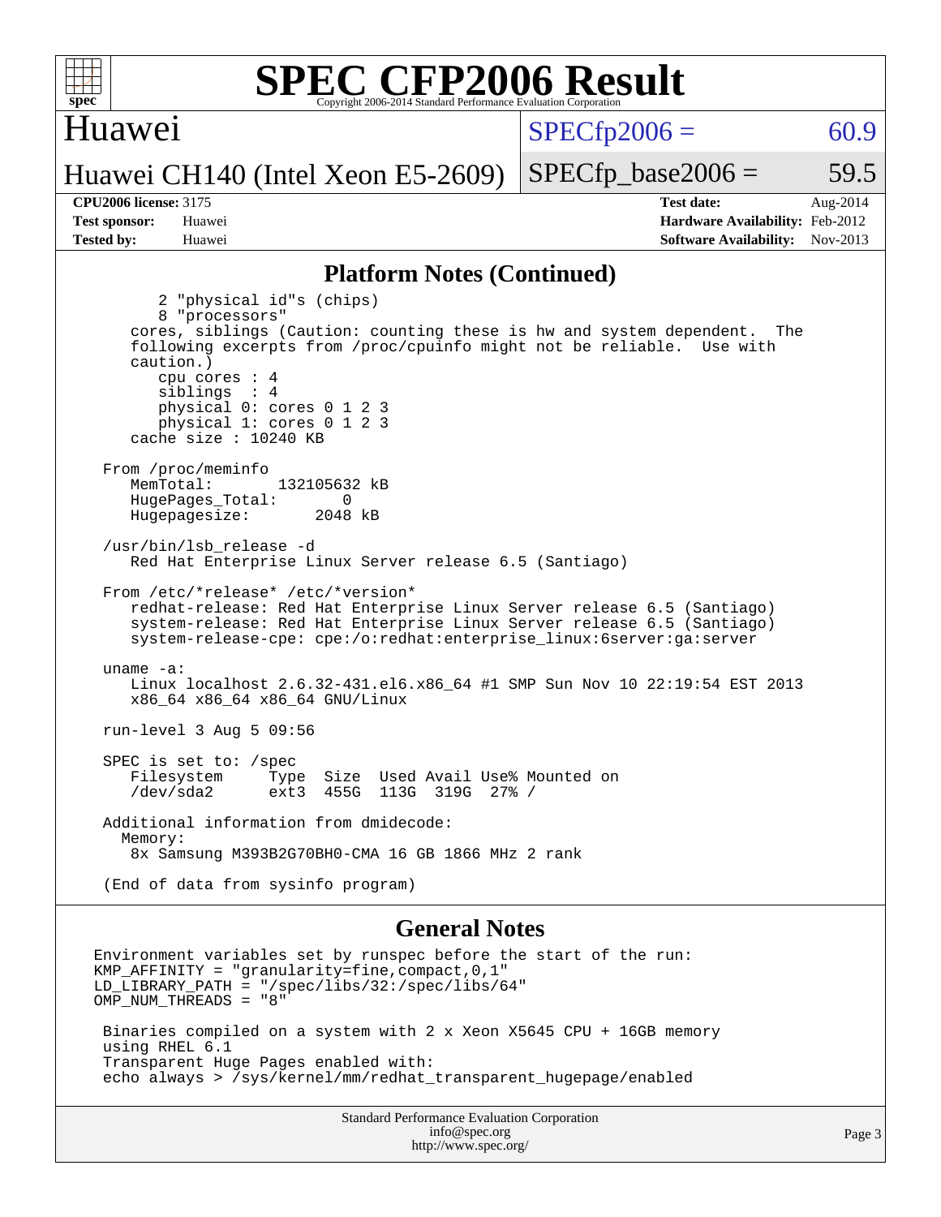# SPEC CFP2006 Result

Copyright 2006-2014 Standard Performance Evaluation Corporation

## Huawei

Huawei CH140 (Intel Xeon E5-2609)

SPECfp2006 = 60.9

SPECfp_base2006 = 59.5

| | | | |
|---|---|---|---|
| **CPU2006 license:** | 3175 | **Test date:** | Aug-2014 |
| **Test sponsor:** | Huawei | **Hardware Availability:** | Feb-2012 |
| **Tested by:** | Huawei | **Software Availability:** | Nov-2013 |

## Platform Notes (Continued)

```
        2 "physical id"s (chips)
        8 "processors"
     cores, siblings (Caution: counting these is hw and system dependent.  The
     following excerpts from /proc/cpuinfo might not be reliable.  Use with
     caution.)
        cpu cores : 4
        siblings  : 4
        physical 0: cores 0 1 2 3
        physical 1: cores 0 1 2 3
     cache size : 10240 KB

  From /proc/meminfo
     MemTotal:       132105632 kB
     HugePages_Total:       0
     Hugepagesize:       2048 kB

  /usr/bin/lsb_release -d
     Red Hat Enterprise Linux Server release 6.5 (Santiago)

  From /etc/*release* /etc/*version*
     redhat-release: Red Hat Enterprise Linux Server release 6.5 (Santiago)
     system-release: Red Hat Enterprise Linux Server release 6.5 (Santiago)
     system-release-cpe: cpe:/o:redhat:enterprise_linux:6server:ga:server

  uname -a:
     Linux localhost 2.6.32-431.el6.x86_64 #1 SMP Sun Nov 10 22:19:54 EST 2013
     x86_64 x86_64 x86_64 GNU/Linux

  run-level 3 Aug 5 09:56

  SPEC is set to: /spec
     Filesystem     Type  Size  Used Avail Use% Mounted on
     /dev/sda2      ext3  455G  113G  319G  27% /

  Additional information from dmidecode:
    Memory:
     8x Samsung M393B2G70BH0-CMA 16 GB 1866 MHz 2 rank

  (End of data from sysinfo program)
```

## General Notes

```
Environment variables set by runspec before the start of the run:
KMP_AFFINITY = "granularity=fine,compact,0,1"
LD_LIBRARY_PATH = "/spec/libs/32:/spec/libs/64"
OMP_NUM_THREADS = "8"

 Binaries compiled on a system with 2 x Xeon X5645 CPU + 16GB memory
 using RHEL 6.1
 Transparent Huge Pages enabled with:
 echo always > /sys/kernel/mm/redhat_transparent_hugepage/enabled
```

Standard Performance Evaluation Corporation
info@spec.org
http://www.spec.org/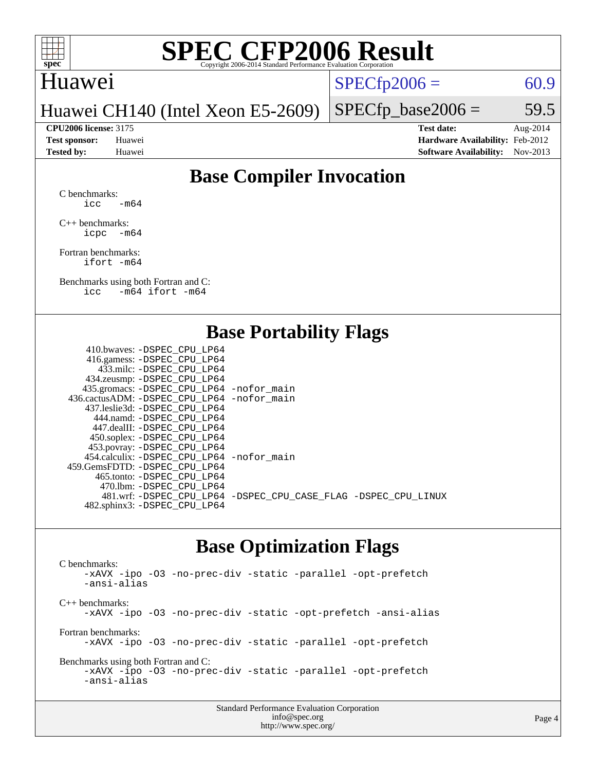# SPEC CFP2006 Result

Copyright 2006-2014 Standard Performance Evaluation Corporation

Huawei

Huawei CH140 (Intel Xeon E5-2609)

SPECfp2006 = 60.9

SPECfp_base2006 = 59.5

**CPU2006 license:** 3175
**Test sponsor:** Huawei
**Tested by:** Huawei

**Test date:** Aug-2014
**Hardware Availability:** Feb-2012
**Software Availability:** Nov-2013

## Base Compiler Invocation

C benchmarks:
```
icc   -m64
```

C++ benchmarks:
```
icpc  -m64
```

Fortran benchmarks:
```
ifort -m64
```

Benchmarks using both Fortran and C:
```
icc   -m64 ifort -m64
```

## Base Portability Flags

```
   410.bwaves: -DSPEC_CPU_LP64
   416.gamess: -DSPEC_CPU_LP64
     433.milc: -DSPEC_CPU_LP64
   434.zeusmp: -DSPEC_CPU_LP64
  435.gromacs: -DSPEC_CPU_LP64 -nofor_main
 436.cactusADM: -DSPEC_CPU_LP64 -nofor_main
  437.leslie3d: -DSPEC_CPU_LP64
     444.namd: -DSPEC_CPU_LP64
   447.dealII: -DSPEC_CPU_LP64
   450.soplex: -DSPEC_CPU_LP64
   453.povray: -DSPEC_CPU_LP64
  454.calculix: -DSPEC_CPU_LP64 -nofor_main
 459.GemsFDTD: -DSPEC_CPU_LP64
    465.tonto: -DSPEC_CPU_LP64
      470.lbm: -DSPEC_CPU_LP64
      481.wrf: -DSPEC_CPU_LP64 -DSPEC_CPU_CASE_FLAG -DSPEC_CPU_LINUX
  482.sphinx3: -DSPEC_CPU_LP64
```

## Base Optimization Flags

C benchmarks:
```
-xAVX -ipo -O3 -no-prec-div -static -parallel -opt-prefetch
-ansi-alias
```

C++ benchmarks:
```
-xAVX -ipo -O3 -no-prec-div -static -opt-prefetch -ansi-alias
```

Fortran benchmarks:
```
-xAVX -ipo -O3 -no-prec-div -static -parallel -opt-prefetch
```

Benchmarks using both Fortran and C:
```
-xAVX -ipo -O3 -no-prec-div -static -parallel -opt-prefetch
-ansi-alias
```

Standard Performance Evaluation Corporation
info@spec.org
http://www.spec.org/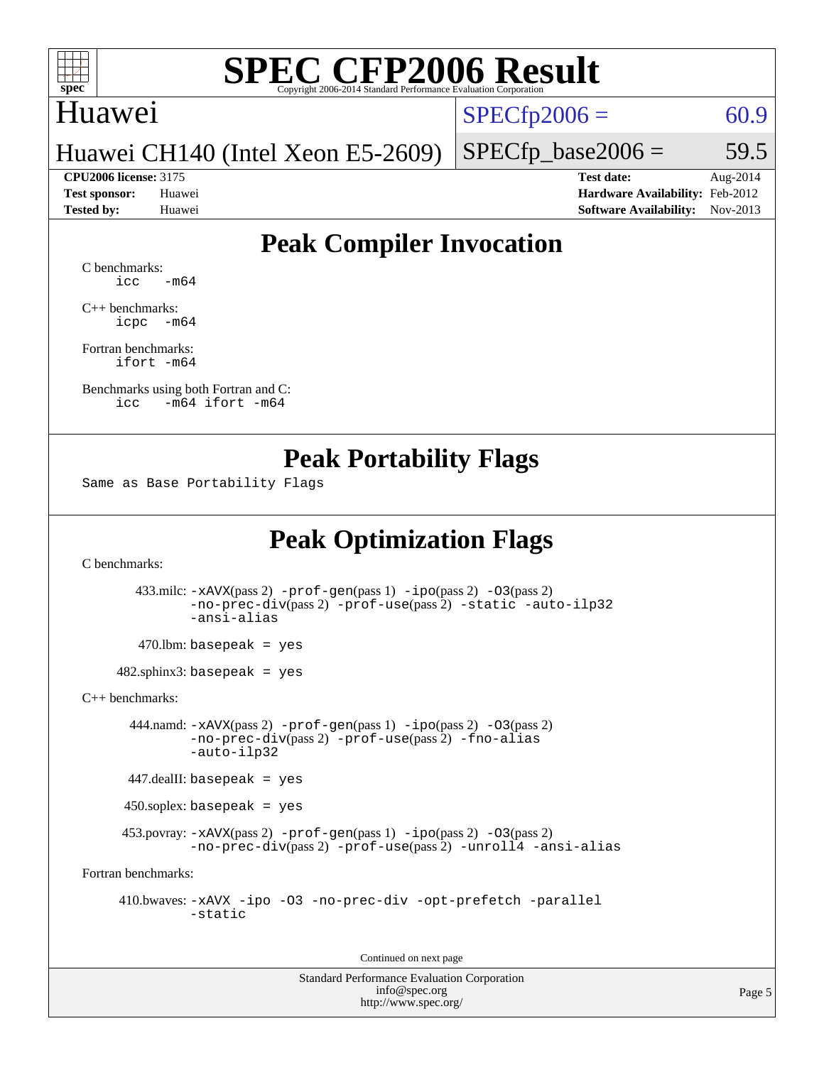# SPEC CFP2006 Result

Copyright 2006-2014 Standard Performance Evaluation Corporation

## Huawei

Huawei CH140 (Intel Xeon E5-2609)

SPECfp2006 = 60.9

SPECfp_base2006 = 59.5

**CPU2006 license:** 3175
**Test sponsor:** Huawei
**Tested by:** Huawei

**Test date:** Aug-2014
**Hardware Availability:** Feb-2012
**Software Availability:** Nov-2013

## Peak Compiler Invocation

C benchmarks:
```
icc   -m64
```

C++ benchmarks:
```
icpc  -m64
```

Fortran benchmarks:
```
ifort -m64
```

Benchmarks using both Fortran and C:
```
icc   -m64 ifort -m64
```

## Peak Portability Flags

Same as Base Portability Flags

## Peak Optimization Flags

C benchmarks:

433.milc: -xAVX(pass 2) -prof-gen(pass 1) -ipo(pass 2) -O3(pass 2) -no-prec-div(pass 2) -prof-use(pass 2) -static -auto-ilp32 -ansi-alias

470.lbm: basepeak = yes

482.sphinx3: basepeak = yes

C++ benchmarks:

444.namd: -xAVX(pass 2) -prof-gen(pass 1) -ipo(pass 2) -O3(pass 2) -no-prec-div(pass 2) -prof-use(pass 2) -fno-alias -auto-ilp32

447.dealII: basepeak = yes

450.soplex: basepeak = yes

453.povray: -xAVX(pass 2) -prof-gen(pass 1) -ipo(pass 2) -O3(pass 2) -no-prec-div(pass 2) -prof-use(pass 2) -unroll4 -ansi-alias

Fortran benchmarks:

410.bwaves: -xAVX -ipo -O3 -no-prec-div -opt-prefetch -parallel -static

Continued on next page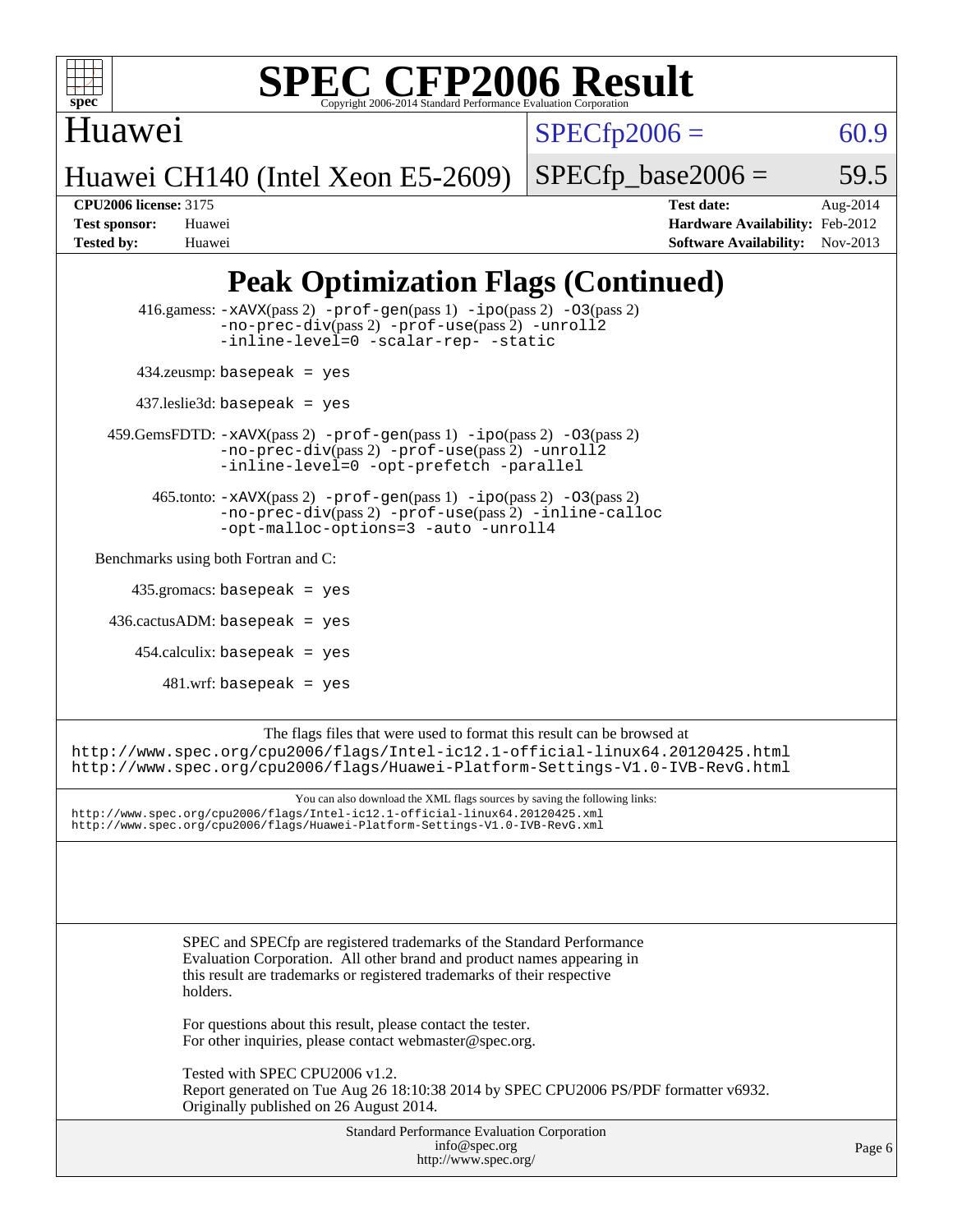# Peak Optimization Flags (Continued)

416.gamess: -xAVX(pass 2) -prof-gen(pass 1) -ipo(pass 2) -O3(pass 2) -no-prec-div(pass 2) -prof-use(pass 2) -unroll2 -inline-level=0 -scalar-rep- -static

434.zeusmp: basepeak = yes

437.leslie3d: basepeak = yes

459.GemsFDTD: -xAVX(pass 2) -prof-gen(pass 1) -ipo(pass 2) -O3(pass 2) -no-prec-div(pass 2) -prof-use(pass 2) -unroll2 -inline-level=0 -opt-prefetch -parallel

465.tonto: -xAVX(pass 2) -prof-gen(pass 1) -ipo(pass 2) -O3(pass 2) -no-prec-div(pass 2) -prof-use(pass 2) -inline-calloc -opt-malloc-options=3 -auto -unroll4

Benchmarks using both Fortran and C:

435.gromacs: basepeak = yes

436.cactusADM: basepeak = yes

454.calculix: basepeak = yes

481.wrf: basepeak = yes

The flags files that were used to format this result can be browsed at
http://www.spec.org/cpu2006/flags/Intel-ic12.1-official-linux64.20120425.html
http://www.spec.org/cpu2006/flags/Huawei-Platform-Settings-V1.0-IVB-RevG.html

You can also download the XML flags sources by saving the following links:
http://www.spec.org/cpu2006/flags/Intel-ic12.1-official-linux64.20120425.xml
http://www.spec.org/cpu2006/flags/Huawei-Platform-Settings-V1.0-IVB-RevG.xml

SPEC and SPECfp are registered trademarks of the Standard Performance Evaluation Corporation. All other brand and product names appearing in this result are trademarks or registered trademarks of their respective holders.

For questions about this result, please contact the tester.
For other inquiries, please contact webmaster@spec.org.

Tested with SPEC CPU2006 v1.2.
Report generated on Tue Aug 26 18:10:38 2014 by SPEC CPU2006 PS/PDF formatter v6932.
Originally published on 26 August 2014.